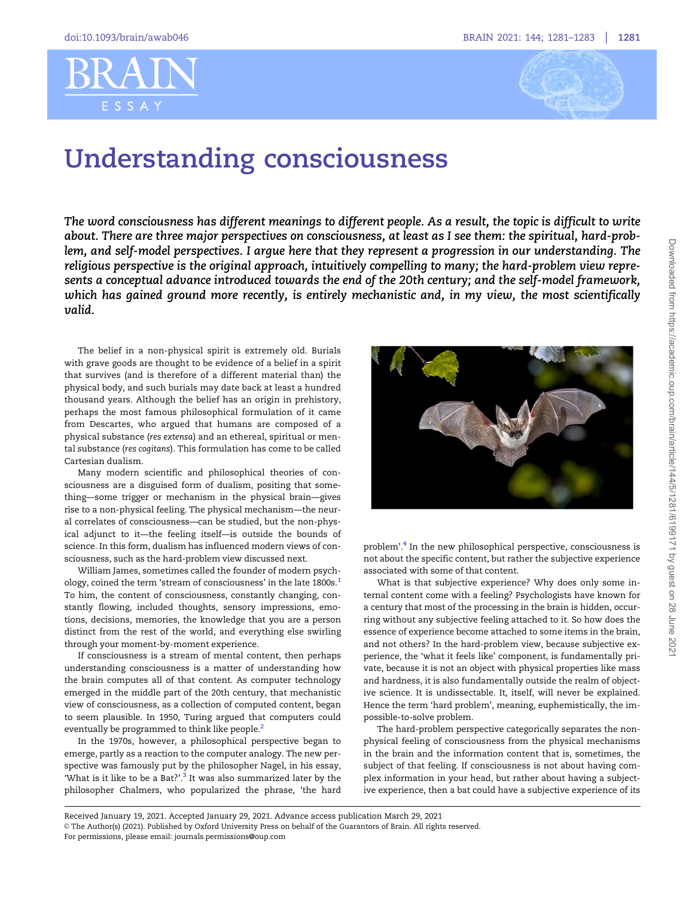# Understanding consciousness

***The word consciousness has different meanings to different people. As a result, the topic is difficult to write about. There are three major perspectives on consciousness, at least as I see them: the spiritual, hard-problem, and self-model perspectives. I argue here that they represent a progression in our understanding. The religious perspective is the original approach, intuitively compelling to many; the hard-problem view represents a conceptual advance introduced towards the end of the 20th century; and the self-model framework, which has gained ground more recently, is entirely mechanistic and, in my view, the most scientifically valid.***

The belief in a non-physical spirit is extremely old. Burials with grave goods are thought to be evidence of a belief in a spirit that survives (and is therefore of a different material than) the physical body, and such burials may date back at least a hundred thousand years. Although the belief has an origin in prehistory, perhaps the most famous philosophical formulation of it came from Descartes, who argued that humans are composed of a physical substance (*res extensa*) and an ethereal, spiritual or mental substance (*res cogitans*). This formulation has come to be called Cartesian dualism.

Many modern scientific and philosophical theories of consciousness are a disguised form of dualism, positing that something—some trigger or mechanism in the physical brain—gives rise to a non-physical feeling. The physical mechanism—the neural correlates of consciousness—can be studied, but the non-physical adjunct to it—the feeling itself—is outside the bounds of science. In this form, dualism has influenced modern views of consciousness, such as the hard-problem view discussed next.

William James, sometimes called the founder of modern psychology, coined the term 'stream of consciousness' in the late 1800s.[1] To him, the content of consciousness, constantly changing, constantly flowing, included thoughts, sensory impressions, emotions, decisions, memories, the knowledge that you are a person distinct from the rest of the world, and everything else swirling through your moment-by-moment experience.

If consciousness is a stream of mental content, then perhaps understanding consciousness is a matter of understanding how the brain computes all of that content. As computer technology emerged in the middle part of the 20th century, that mechanistic view of consciousness, as a collection of computed content, began to seem plausible. In 1950, Turing argued that computers could eventually be programmed to think like people.[2]

In the 1970s, however, a philosophical perspective began to emerge, partly as a reaction to the computer analogy. The new perspective was famously put by the philosopher Nagel, in his essay, 'What is it like to be a Bat?'.[3] It was also summarized later by the philosopher Chalmers, who popularized the phrase, 'the hard problem'.[4] In the new philosophical perspective, consciousness is not about the specific content, but rather the subjective experience associated with some of that content.

What is that subjective experience? Why does only some internal content come with a feeling? Psychologists have known for a century that most of the processing in the brain is hidden, occurring without any subjective feeling attached to it. So how does the essence of experience become attached to some items in the brain, and not others? In the hard-problem view, because subjective experience, the 'what it feels like' component, is fundamentally private, because it is not an object with physical properties like mass and hardness, it is also fundamentally outside the realm of objective science. It is undissectable. It, itself, will never be explained. Hence the term 'hard problem', meaning, euphemistically, the impossible-to-solve problem.

The hard-problem perspective categorically separates the non-physical feeling of consciousness from the physical mechanisms in the brain and the information content that is, sometimes, the subject of that feeling. If consciousness is not about having complex information in your head, but rather about having a subjective experience, then a bat could have a subjective experience of its

Received January 19, 2021. Accepted January 29, 2021. Advance access publication March 29, 2021
© The Author(s) (2021). Published by Oxford University Press on behalf of the Guarantors of Brain. All rights reserved.
For permissions, please email: journals.permissions@oup.com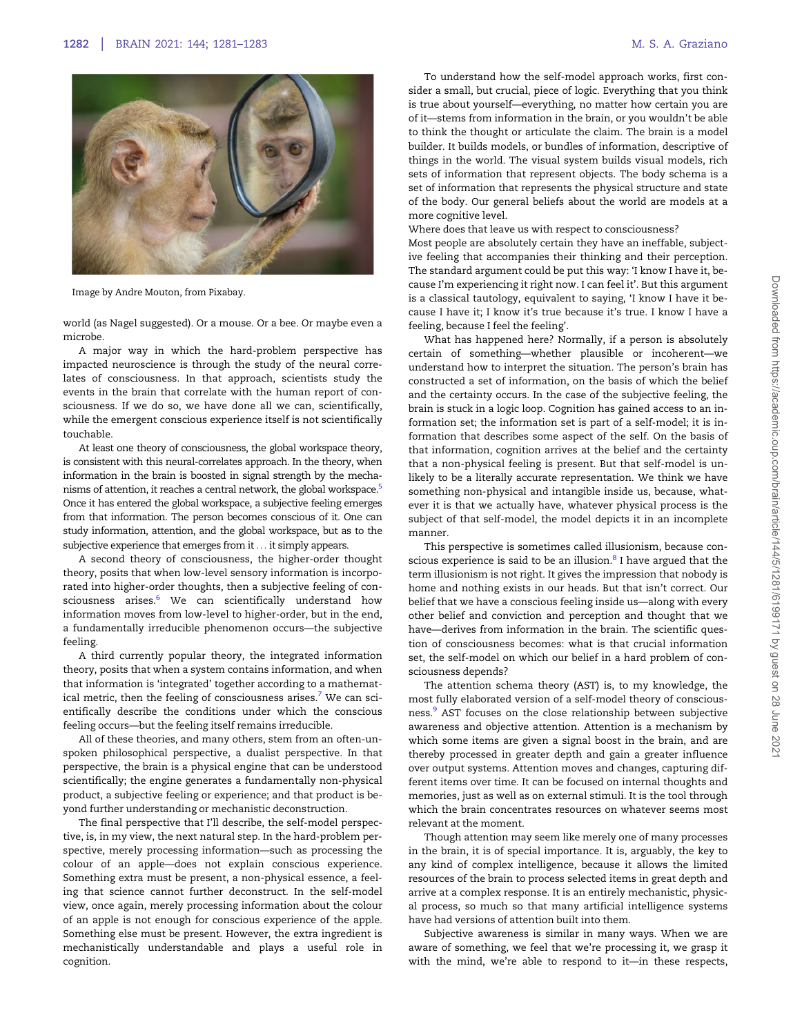Image by Andre Mouton, from Pixabay.

world (as Nagel suggested). Or a mouse. Or a bee. Or maybe even a microbe.

A major way in which the hard-problem perspective has impacted neuroscience is through the study of the neural correlates of consciousness. In that approach, scientists study the events in the brain that correlate with the human report of consciousness. If we do so, we have done all we can, scientifically, while the emergent conscious experience itself is not scientifically touchable.

At least one theory of consciousness, the global workspace theory, is consistent with this neural-correlates approach. In the theory, when information in the brain is boosted in signal strength by the mechanisms of attention, it reaches a central network, the global workspace.[5] Once it has entered the global workspace, a subjective feeling emerges from that information. The person becomes conscious of it. One can study information, attention, and the global workspace, but as to the subjective experience that emerges from it ... it simply appears.

A second theory of consciousness, the higher-order thought theory, posits that when low-level sensory information is incorporated into higher-order thoughts, then a subjective feeling of consciousness arises.[6] We can scientifically understand how information moves from low-level to higher-order, but in the end, a fundamentally irreducible phenomenon occurs—the subjective feeling.

A third currently popular theory, the integrated information theory, posits that when a system contains information, and when that information is 'integrated' together according to a mathematical metric, then the feeling of consciousness arises.[7] We can scientifically describe the conditions under which the conscious feeling occurs—but the feeling itself remains irreducible.

All of these theories, and many others, stem from an often-unspoken philosophical perspective, a dualist perspective. In that perspective, the brain is a physical engine that can be understood scientifically; the engine generates a fundamentally non-physical product, a subjective feeling or experience; and that product is beyond further understanding or mechanistic deconstruction.

The final perspective that I'll describe, the self-model perspective, is, in my view, the next natural step. In the hard-problem perspective, merely processing information—such as processing the colour of an apple—does not explain conscious experience. Something extra must be present, a non-physical essence, a feeling that science cannot further deconstruct. In the self-model view, once again, merely processing information about the colour of an apple is not enough for conscious experience of the apple. Something else must be present. However, the extra ingredient is mechanistically understandable and plays a useful role in cognition.

To understand how the self-model approach works, first consider a small, but crucial, piece of logic. Everything that you think is true about yourself—everything, no matter how certain you are of it—stems from information in the brain, or you wouldn't be able to think the thought or articulate the claim. The brain is a model builder. It builds models, or bundles of information, descriptive of things in the world. The visual system builds visual models, rich sets of information that represent objects. The body schema is a set of information that represents the physical structure and state of the body. Our general beliefs about the world are models at a more cognitive level.

Where does that leave us with respect to consciousness?

Most people are absolutely certain they have an ineffable, subjective feeling that accompanies their thinking and their perception. The standard argument could be put this way: 'I know I have it, because I'm experiencing it right now. I can feel it'. But this argument is a classical tautology, equivalent to saying, 'I know I have it because I have it; I know it's true because it's true. I know I have a feeling, because I feel the feeling'.

What has happened here? Normally, if a person is absolutely certain of something—whether plausible or incoherent—we understand how to interpret the situation. The person's brain has constructed a set of information, on the basis of which the belief and the certainty occurs. In the case of the subjective feeling, the brain is stuck in a logic loop. Cognition has gained access to an information set; the information set is part of a self-model; it is information that describes some aspect of the self. On the basis of that information, cognition arrives at the belief and the certainty that a non-physical feeling is present. But that self-model is unlikely to be a literally accurate representation. We think we have something non-physical and intangible inside us, because, whatever it is that we actually have, whatever physical process is the subject of that self-model, the model depicts it in an incomplete manner.

This perspective is sometimes called illusionism, because conscious experience is said to be an illusion.[8] I have argued that the term illusionism is not right. It gives the impression that nobody is home and nothing exists in our heads. But that isn't correct. Our belief that we have a conscious feeling inside us—along with every other belief and conviction and perception and thought that we have—derives from information in the brain. The scientific question of consciousness becomes: what is that crucial information set, the self-model on which our belief in a hard problem of consciousness depends?

The attention schema theory (AST) is, to my knowledge, the most fully elaborated version of a self-model theory of consciousness.[9] AST focuses on the close relationship between subjective awareness and objective attention. Attention is a mechanism by which some items are given a signal boost in the brain, and are thereby processed in greater depth and gain a greater influence over output systems. Attention moves and changes, capturing different items over time. It can be focused on internal thoughts and memories, just as well as on external stimuli. It is the tool through which the brain concentrates resources on whatever seems most relevant at the moment.

Though attention may seem like merely one of many processes in the brain, it is of special importance. It is, arguably, the key to any kind of complex intelligence, because it allows the limited resources of the brain to process selected items in great depth and arrive at a complex response. It is an entirely mechanistic, physical process, so much so that many artificial intelligence systems have had versions of attention built into them.

Subjective awareness is similar in many ways. When we are aware of something, we feel that we're processing it, we grasp it with the mind, we're able to respond to it—in these respects,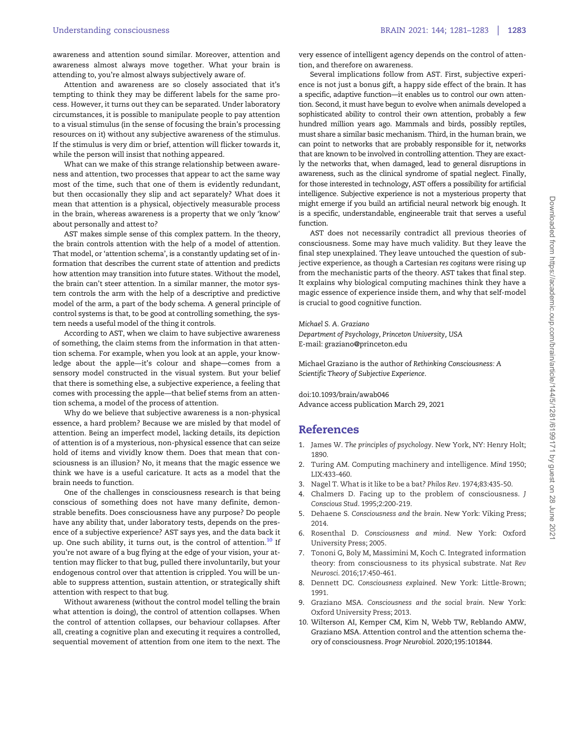awareness and attention sound similar. Moreover, attention and awareness almost always move together. What your brain is attending to, you're almost always subjectively aware of.

Attention and awareness are so closely associated that it's tempting to think they may be different labels for the same process. However, it turns out they can be separated. Under laboratory circumstances, it is possible to manipulate people to pay attention to a visual stimulus (in the sense of focusing the brain's processing resources on it) without any subjective awareness of the stimulus. If the stimulus is very dim or brief, attention will flicker towards it, while the person will insist that nothing appeared.

What can we make of this strange relationship between awareness and attention, two processes that appear to act the same way most of the time, such that one of them is evidently redundant, but then occasionally they slip and act separately? What does it mean that attention is a physical, objectively measurable process in the brain, whereas awareness is a property that we only 'know' about personally and attest to?

AST makes simple sense of this complex pattern. In the theory, the brain controls attention with the help of a model of attention. That model, or 'attention schema', is a constantly updating set of information that describes the current state of attention and predicts how attention may transition into future states. Without the model, the brain can't steer attention. In a similar manner, the motor system controls the arm with the help of a descriptive and predictive model of the arm, a part of the body schema. A general principle of control systems is that, to be good at controlling something, the system needs a useful model of the thing it controls.

According to AST, when we claim to have subjective awareness of something, the claim stems from the information in that attention schema. For example, when you look at an apple, your knowledge about the apple—it's colour and shape—comes from a sensory model constructed in the visual system. But your belief that there is something else, a subjective experience, a feeling that comes with processing the apple—that belief stems from an attention schema, a model of the process of attention.

Why do we believe that subjective awareness is a non-physical essence, a hard problem? Because we are misled by that model of attention. Being an imperfect model, lacking details, its depiction of attention is of a mysterious, non-physical essence that can seize hold of items and vividly know them. Does that mean that consciousness is an illusion? No, it means that the magic essence we think we have is a useful caricature. It acts as a model that the brain needs to function.

One of the challenges in consciousness research is that being conscious of something does not have many definite, demonstrable benefits. Does consciousness have any purpose? Do people have any ability that, under laboratory tests, depends on the presence of a subjective experience? AST says yes, and the data back it up. One such ability, it turns out, is the control of attention.[10] If you're not aware of a bug flying at the edge of your vision, your attention may flicker to that bug, pulled there involuntarily, but your endogenous control over that attention is crippled. You will be unable to suppress attention, sustain attention, or strategically shift attention with respect to that bug.

Without awareness (without the control model telling the brain what attention is doing), the control of attention collapses. When the control of attention collapses, our behaviour collapses. After all, creating a cognitive plan and executing it requires a controlled, sequential movement of attention from one item to the next. The very essence of intelligent agency depends on the control of attention, and therefore on awareness.

Several implications follow from AST. First, subjective experience is not just a bonus gift, a happy side effect of the brain. It has a specific, adaptive function—it enables us to control our own attention. Second, it must have begun to evolve when animals developed a sophisticated ability to control their own attention, probably a few hundred million years ago. Mammals and birds, possibly reptiles, must share a similar basic mechanism. Third, in the human brain, we can point to networks that are probably responsible for it, networks that are known to be involved in controlling attention. They are exactly the networks that, when damaged, lead to general disruptions in awareness, such as the clinical syndrome of spatial neglect. Finally, for those interested in technology, AST offers a possibility for artificial intelligence. Subjective experience is not a mysterious property that might emerge if you build an artificial neural network big enough. It is a specific, understandable, engineerable trait that serves a useful function.

AST does not necessarily contradict all previous theories of consciousness. Some may have much validity. But they leave the final step unexplained. They leave untouched the question of subjective experience, as though a Cartesian *res cogitans* were rising up from the mechanistic parts of the theory. AST takes that final step. It explains why biological computing machines think they have a magic essence of experience inside them, and why that self-model is crucial to good cognitive function.

*Michael S. A. Graziano*
*Department of Psychology, Princeton University, USA*
E-mail: graziano@princeton.edu

Michael Graziano is the author of *Rethinking Consciousness: A Scientific Theory of Subjective Experience*.

doi:10.1093/brain/awab046
Advance access publication March 29, 2021

## References

1. James W. *The principles of psychology*. New York, NY: Henry Holt; 1890.
2. Turing AM. Computing machinery and intelligence. *Mind* 1950; LIX:433-460.
3. Nagel T. What is it like to be a bat? *Philos Rev*. 1974;83:435-50.
4. Chalmers D. Facing up to the problem of consciousness. *J Conscious Stud*. 1995;2:200-219.
5. Dehaene S. *Consciousness and the brain*. New York: Viking Press; 2014.
6. Rosenthal D. *Consciousness and mind*. New York: Oxford University Press; 2005.
7. Tononi G, Boly M, Massimini M, Koch C. Integrated information theory: from consciousness to its physical substrate. *Nat Rev Neurosci*. 2016;17:450-461.
8. Dennett DC. *Consciousness explained*. New York: Little-Brown; 1991.
9. Graziano MSA. *Consciousness and the social brain*. New York: Oxford University Press; 2013.
10. Wilterson AI, Kemper CM, Kim N, Webb TW, Reblando AMW, Graziano MSA. Attention control and the attention schema theory of consciousness. *Progr Neurobiol*. 2020;195:101844.